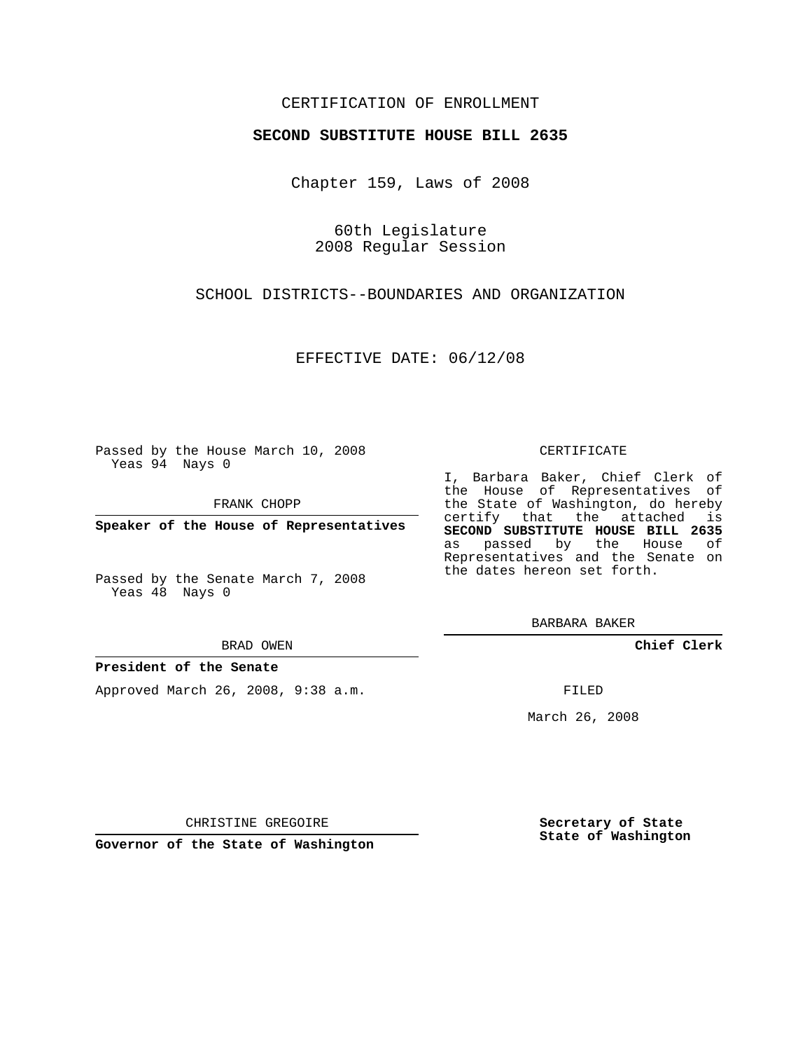CERTIFICATION OF ENROLLMENT

**SECOND SUBSTITUTE HOUSE BILL 2635**

Chapter 159, Laws of 2008

60th Legislature
2008 Regular Session

SCHOOL DISTRICTS--BOUNDARIES AND ORGANIZATION

EFFECTIVE DATE: 06/12/08

Passed by the House March 10, 2008
Yeas 94 Nays 0

FRANK CHOPP

**Speaker of the House of Representatives**

Passed by the Senate March 7, 2008
Yeas 48 Nays 0

BRAD OWEN

**President of the Senate**

Approved March 26, 2008, 9:38 a.m.

CHRISTINE GREGOIRE

**Governor of the State of Washington**

CERTIFICATE

I, Barbara Baker, Chief Clerk of the House of Representatives of the State of Washington, do hereby certify that the attached is **SECOND SUBSTITUTE HOUSE BILL 2635** as passed by the House of Representatives and the Senate on the dates hereon set forth.

BARBARA BAKER

**Chief Clerk**

FILED

March 26, 2008

**Secretary of State**
**State of Washington**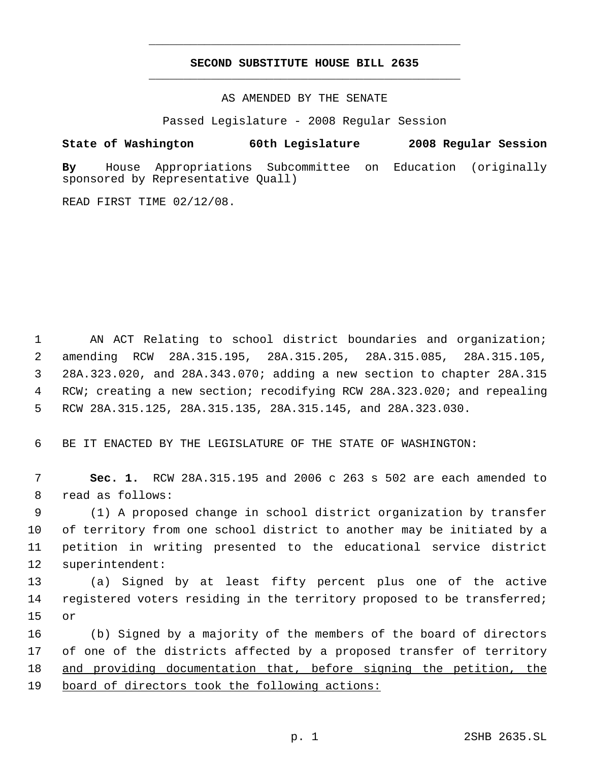# SECOND SUBSTITUTE HOUSE BILL 2635

AS AMENDED BY THE SENATE

Passed Legislature - 2008 Regular Session

**State of Washington 60th Legislature 2008 Regular Session**

**By** House Appropriations Subcommittee on Education (originally sponsored by Representative Quall)

READ FIRST TIME 02/12/08.

AN ACT Relating to school district boundaries and organization; amending RCW 28A.315.195, 28A.315.205, 28A.315.085, 28A.315.105, 28A.323.020, and 28A.343.070; adding a new section to chapter 28A.315 RCW; creating a new section; recodifying RCW 28A.323.020; and repealing RCW 28A.315.125, 28A.315.135, 28A.315.145, and 28A.323.030.

BE IT ENACTED BY THE LEGISLATURE OF THE STATE OF WASHINGTON:

**Sec. 1.** RCW 28A.315.195 and 2006 c 263 s 502 are each amended to read as follows:

(1) A proposed change in school district organization by transfer of territory from one school district to another may be initiated by a petition in writing presented to the educational service district superintendent:

(a) Signed by at least fifty percent plus one of the active registered voters residing in the territory proposed to be transferred; or

(b) Signed by a majority of the members of the board of directors of one of the districts affected by a proposed transfer of territory <u>and providing documentation that, before signing the petition, the board of directors took the following actions:</u>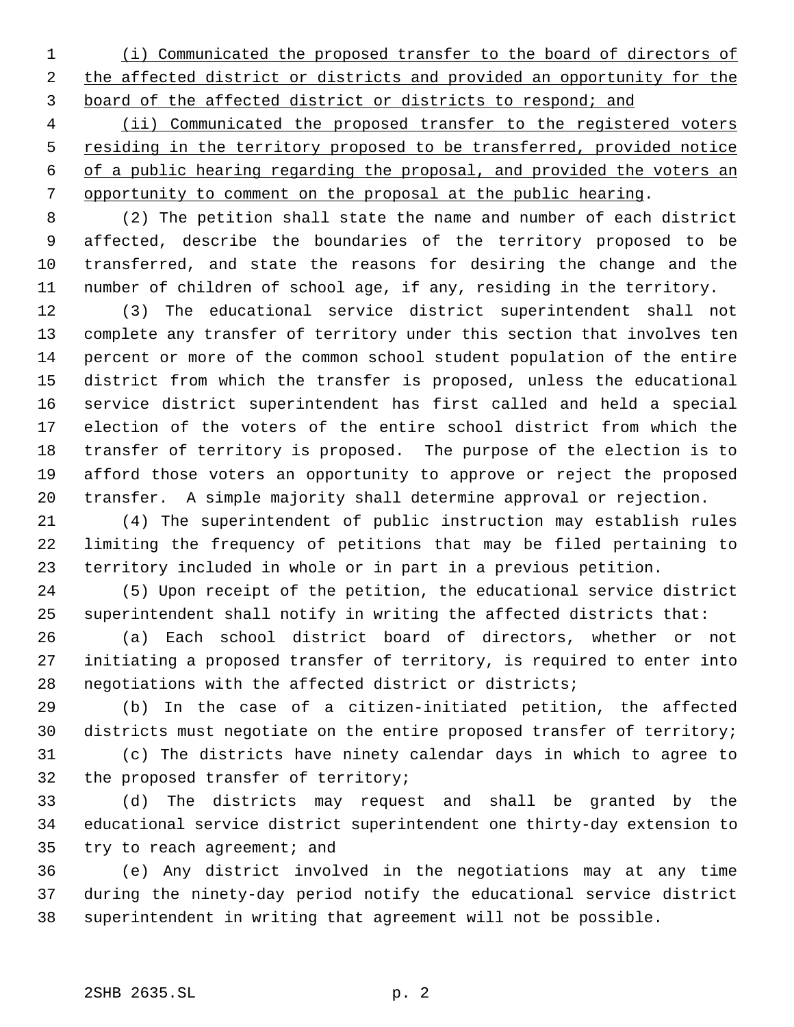(i) Communicated the proposed transfer to the board of directors of the affected district or districts and provided an opportunity for the board of the affected district or districts to respond; and

(ii) Communicated the proposed transfer to the registered voters residing in the territory proposed to be transferred, provided notice of a public hearing regarding the proposal, and provided the voters an opportunity to comment on the proposal at the public hearing.

(2) The petition shall state the name and number of each district affected, describe the boundaries of the territory proposed to be transferred, and state the reasons for desiring the change and the number of children of school age, if any, residing in the territory.

(3) The educational service district superintendent shall not complete any transfer of territory under this section that involves ten percent or more of the common school student population of the entire district from which the transfer is proposed, unless the educational service district superintendent has first called and held a special election of the voters of the entire school district from which the transfer of territory is proposed. The purpose of the election is to afford those voters an opportunity to approve or reject the proposed transfer. A simple majority shall determine approval or rejection.

(4) The superintendent of public instruction may establish rules limiting the frequency of petitions that may be filed pertaining to territory included in whole or in part in a previous petition.

(5) Upon receipt of the petition, the educational service district superintendent shall notify in writing the affected districts that:

(a) Each school district board of directors, whether or not initiating a proposed transfer of territory, is required to enter into negotiations with the affected district or districts;

(b) In the case of a citizen-initiated petition, the affected districts must negotiate on the entire proposed transfer of territory;

(c) The districts have ninety calendar days in which to agree to the proposed transfer of territory;

(d) The districts may request and shall be granted by the educational service district superintendent one thirty-day extension to try to reach agreement; and

(e) Any district involved in the negotiations may at any time during the ninety-day period notify the educational service district superintendent in writing that agreement will not be possible.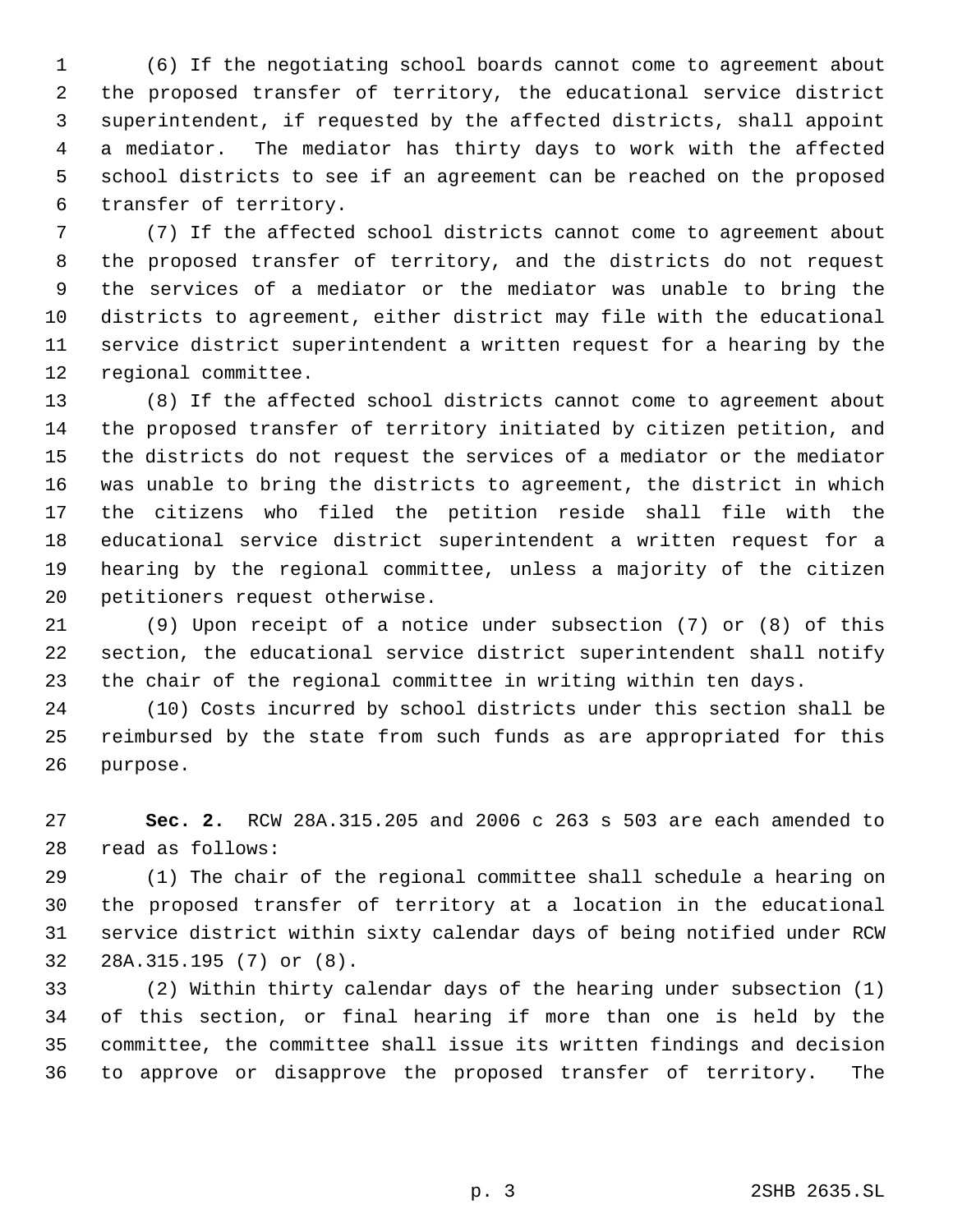(6) If the negotiating school boards cannot come to agreement about the proposed transfer of territory, the educational service district superintendent, if requested by the affected districts, shall appoint a mediator. The mediator has thirty days to work with the affected school districts to see if an agreement can be reached on the proposed transfer of territory.

(7) If the affected school districts cannot come to agreement about the proposed transfer of territory, and the districts do not request the services of a mediator or the mediator was unable to bring the districts to agreement, either district may file with the educational service district superintendent a written request for a hearing by the regional committee.

(8) If the affected school districts cannot come to agreement about the proposed transfer of territory initiated by citizen petition, and the districts do not request the services of a mediator or the mediator was unable to bring the districts to agreement, the district in which the citizens who filed the petition reside shall file with the educational service district superintendent a written request for a hearing by the regional committee, unless a majority of the citizen petitioners request otherwise.

(9) Upon receipt of a notice under subsection (7) or (8) of this section, the educational service district superintendent shall notify the chair of the regional committee in writing within ten days.

(10) Costs incurred by school districts under this section shall be reimbursed by the state from such funds as are appropriated for this purpose.

**Sec. 2.** RCW 28A.315.205 and 2006 c 263 s 503 are each amended to read as follows:

(1) The chair of the regional committee shall schedule a hearing on the proposed transfer of territory at a location in the educational service district within sixty calendar days of being notified under RCW 28A.315.195 (7) or (8).

(2) Within thirty calendar days of the hearing under subsection (1) of this section, or final hearing if more than one is held by the committee, the committee shall issue its written findings and decision to approve or disapprove the proposed transfer of territory. The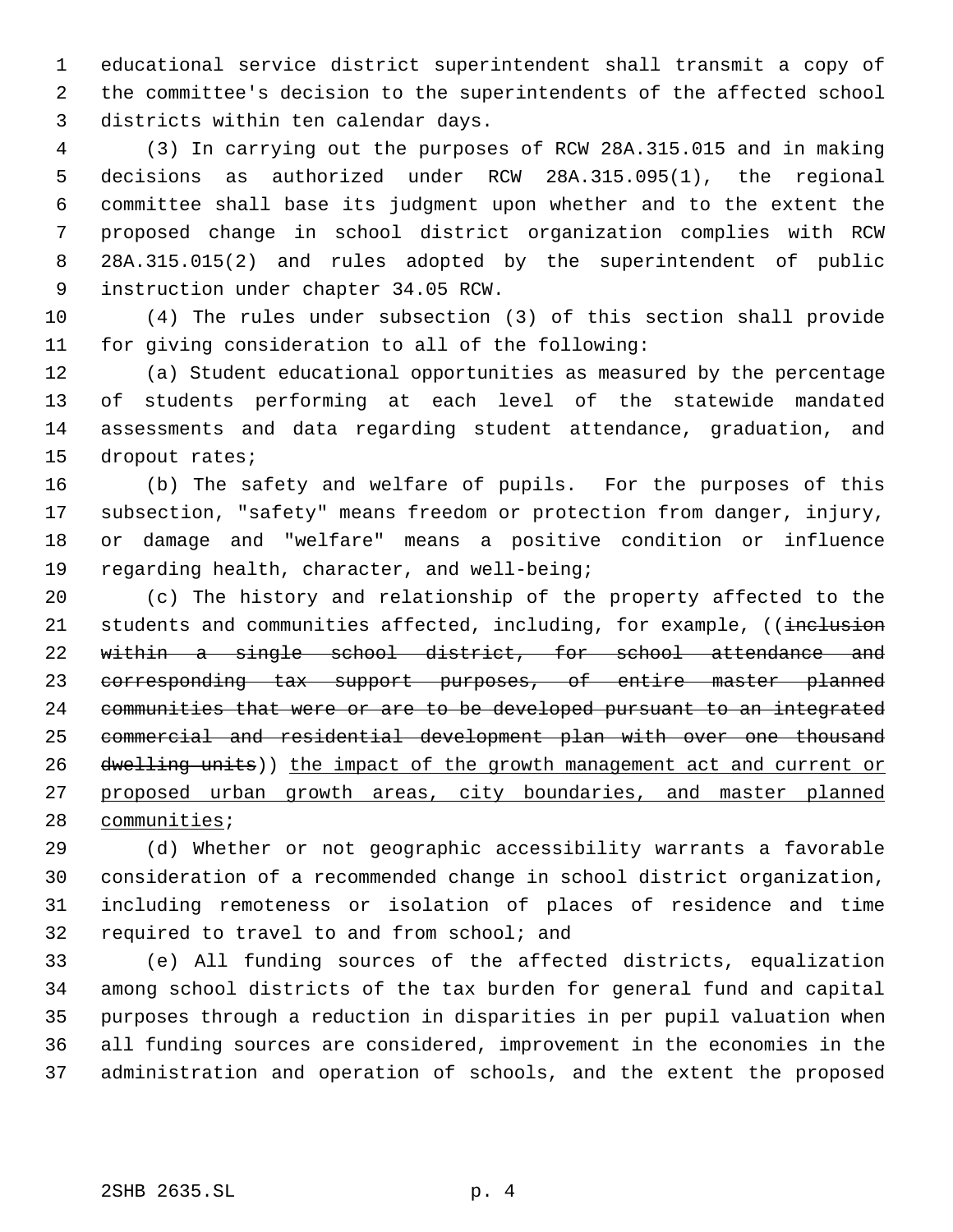educational service district superintendent shall transmit a copy of the committee's decision to the superintendents of the affected school districts within ten calendar days.

(3) In carrying out the purposes of RCW 28A.315.015 and in making decisions as authorized under RCW 28A.315.095(1), the regional committee shall base its judgment upon whether and to the extent the proposed change in school district organization complies with RCW 28A.315.015(2) and rules adopted by the superintendent of public instruction under chapter 34.05 RCW.

(4) The rules under subsection (3) of this section shall provide for giving consideration to all of the following:

(a) Student educational opportunities as measured by the percentage of students performing at each level of the statewide mandated assessments and data regarding student attendance, graduation, and dropout rates;

(b) The safety and welfare of pupils. For the purposes of this subsection, "safety" means freedom or protection from danger, injury, or damage and "welfare" means a positive condition or influence regarding health, character, and well-being;

(c) The history and relationship of the property affected to the students and communities affected, including, for example, ((~~inclusion within a single school district, for school attendance and corresponding tax support purposes, of entire master planned communities that were or are to be developed pursuant to an integrated commercial and residential development plan with over one thousand dwelling units~~)) <u>the impact of the growth management act and current or proposed urban growth areas, city boundaries, and master planned communities</u>;

(d) Whether or not geographic accessibility warrants a favorable consideration of a recommended change in school district organization, including remoteness or isolation of places of residence and time required to travel to and from school; and

(e) All funding sources of the affected districts, equalization among school districts of the tax burden for general fund and capital purposes through a reduction in disparities in per pupil valuation when all funding sources are considered, improvement in the economies in the administration and operation of schools, and the extent the proposed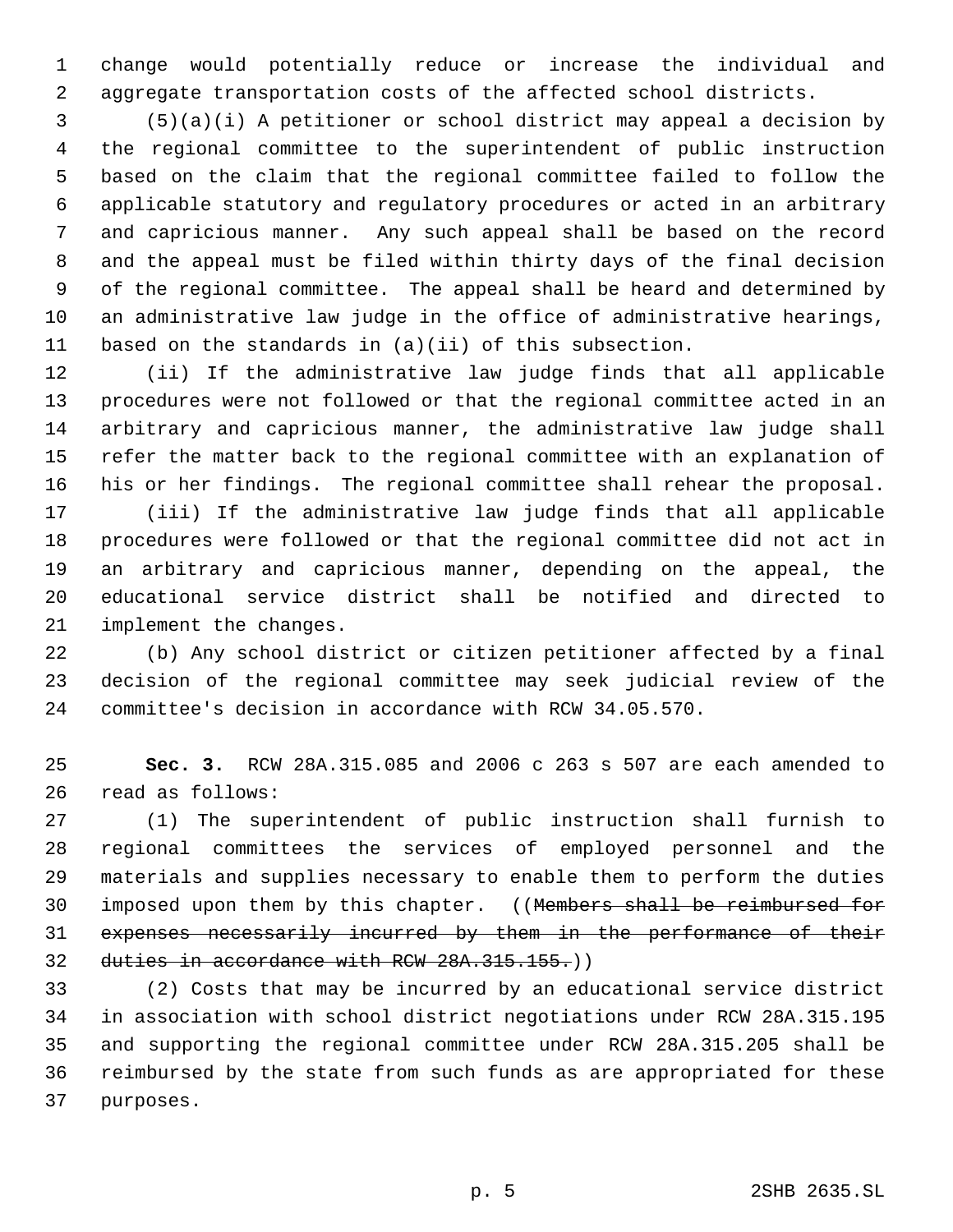change would potentially reduce or increase the individual and aggregate transportation costs of the affected school districts.

(5)(a)(i) A petitioner or school district may appeal a decision by the regional committee to the superintendent of public instruction based on the claim that the regional committee failed to follow the applicable statutory and regulatory procedures or acted in an arbitrary and capricious manner. Any such appeal shall be based on the record and the appeal must be filed within thirty days of the final decision of the regional committee. The appeal shall be heard and determined by an administrative law judge in the office of administrative hearings, based on the standards in (a)(ii) of this subsection.

(ii) If the administrative law judge finds that all applicable procedures were not followed or that the regional committee acted in an arbitrary and capricious manner, the administrative law judge shall refer the matter back to the regional committee with an explanation of his or her findings. The regional committee shall rehear the proposal.

(iii) If the administrative law judge finds that all applicable procedures were followed or that the regional committee did not act in an arbitrary and capricious manner, depending on the appeal, the educational service district shall be notified and directed to implement the changes.

(b) Any school district or citizen petitioner affected by a final decision of the regional committee may seek judicial review of the committee's decision in accordance with RCW 34.05.570.

**Sec. 3.** RCW 28A.315.085 and 2006 c 263 s 507 are each amended to read as follows:

(1) The superintendent of public instruction shall furnish to regional committees the services of employed personnel and the materials and supplies necessary to enable them to perform the duties imposed upon them by this chapter. ((~~Members shall be reimbursed for expenses necessarily incurred by them in the performance of their duties in accordance with RCW 28A.315.155.~~))

(2) Costs that may be incurred by an educational service district in association with school district negotiations under RCW 28A.315.195 and supporting the regional committee under RCW 28A.315.205 shall be reimbursed by the state from such funds as are appropriated for these purposes.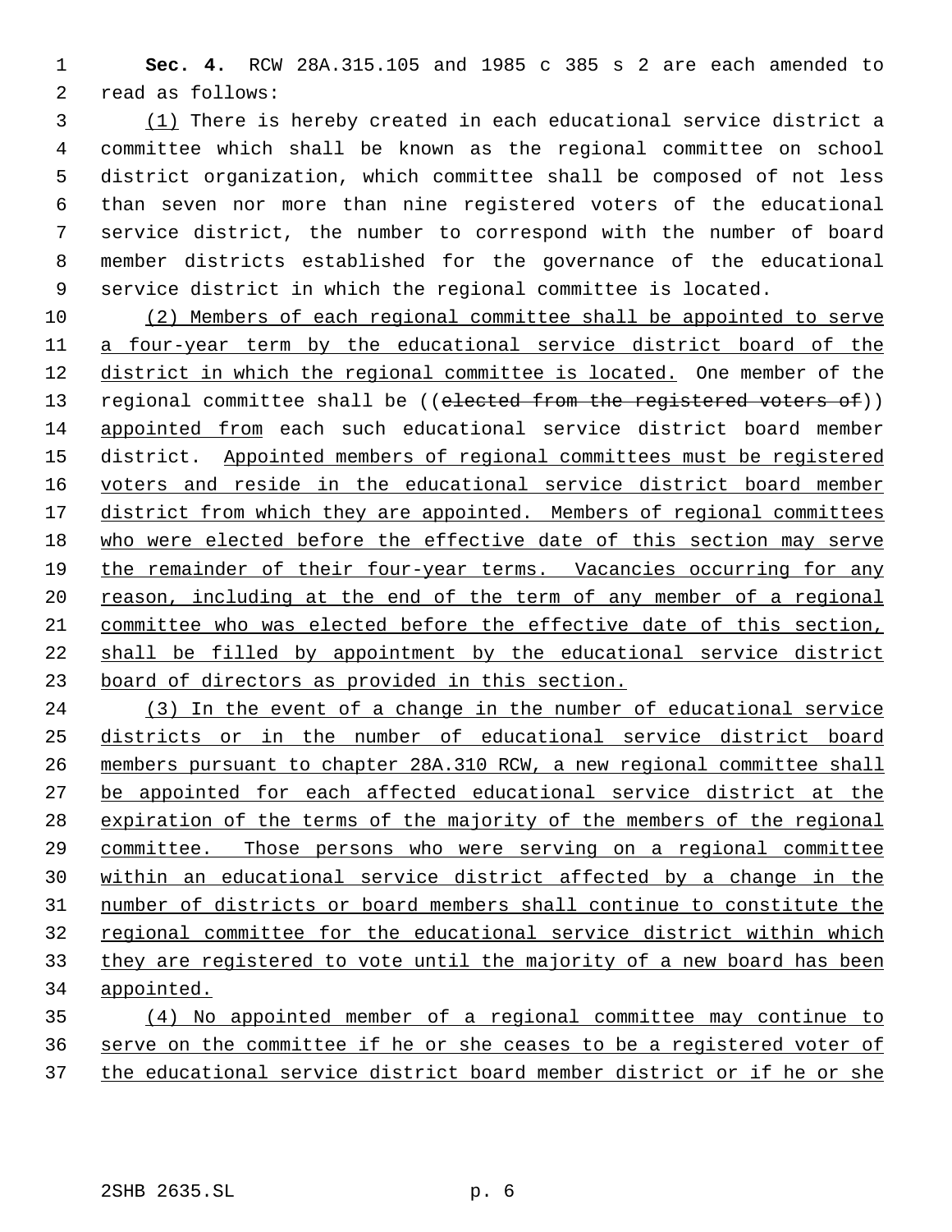**Sec. 4.** RCW 28A.315.105 and 1985 c 385 s 2 are each amended to read as follows:

(1) There is hereby created in each educational service district a committee which shall be known as the regional committee on school district organization, which committee shall be composed of not less than seven nor more than nine registered voters of the educational service district, the number to correspond with the number of board member districts established for the governance of the educational service district in which the regional committee is located.

(2) Members of each regional committee shall be appointed to serve a four-year term by the educational service district board of the district in which the regional committee is located. One member of the regional committee shall be ((~~elected from the registered voters of~~)) appointed from each such educational service district board member district. Appointed members of regional committees must be registered voters and reside in the educational service district board member district from which they are appointed. Members of regional committees who were elected before the effective date of this section may serve the remainder of their four-year terms. Vacancies occurring for any reason, including at the end of the term of any member of a regional committee who was elected before the effective date of this section, shall be filled by appointment by the educational service district board of directors as provided in this section.

(3) In the event of a change in the number of educational service districts or in the number of educational service district board members pursuant to chapter 28A.310 RCW, a new regional committee shall be appointed for each affected educational service district at the expiration of the terms of the majority of the members of the regional committee. Those persons who were serving on a regional committee within an educational service district affected by a change in the number of districts or board members shall continue to constitute the regional committee for the educational service district within which they are registered to vote until the majority of a new board has been appointed.

(4) No appointed member of a regional committee may continue to serve on the committee if he or she ceases to be a registered voter of the educational service district board member district or if he or she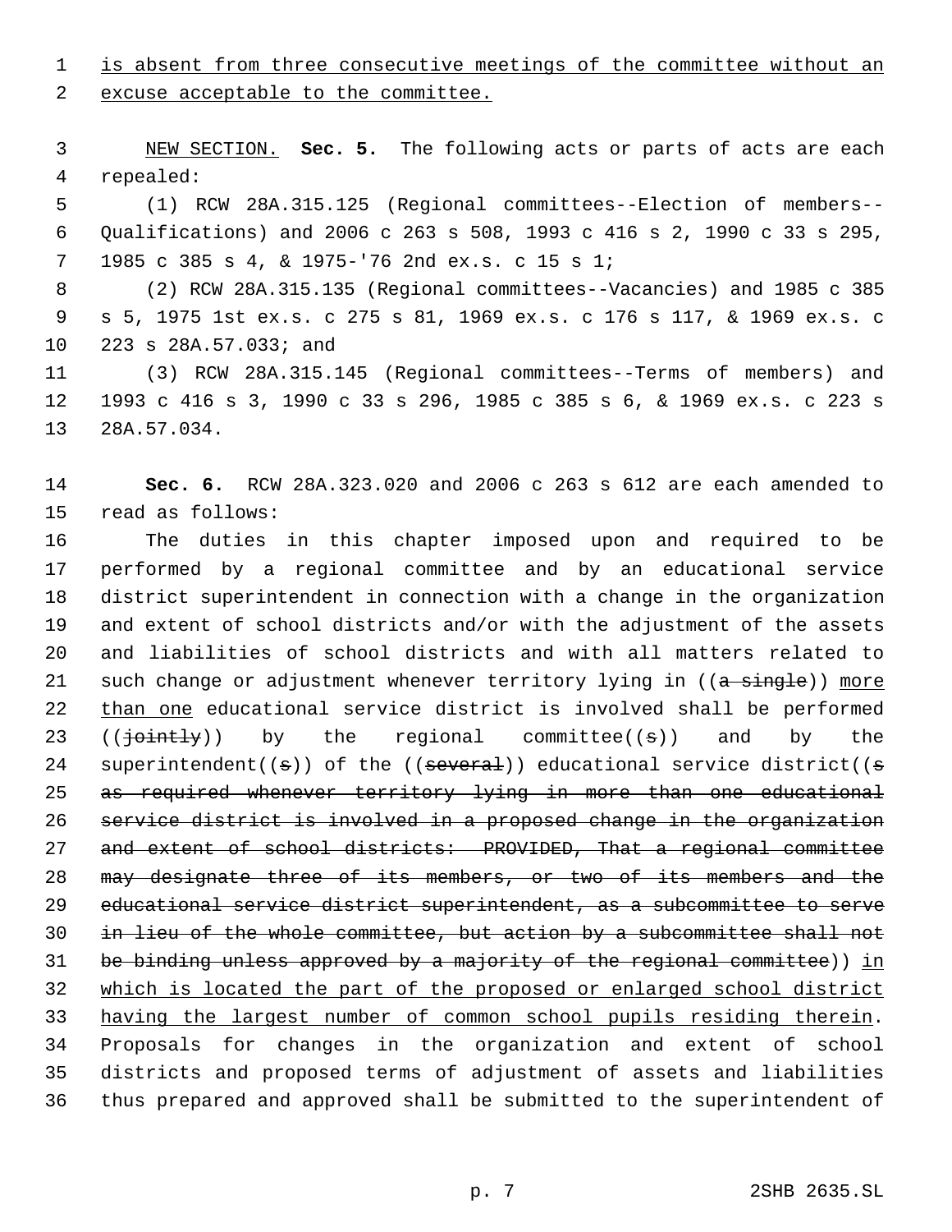is absent from three consecutive meetings of the committee without an excuse acceptable to the committee.

NEW SECTION. **Sec. 5.** The following acts or parts of acts are each repealed:

(1) RCW 28A.315.125 (Regional committees--Election of members--Qualifications) and 2006 c 263 s 508, 1993 c 416 s 2, 1990 c 33 s 295, 1985 c 385 s 4, & 1975-'76 2nd ex.s. c 15 s 1;

(2) RCW 28A.315.135 (Regional committees--Vacancies) and 1985 c 385 s 5, 1975 1st ex.s. c 275 s 81, 1969 ex.s. c 176 s 117, & 1969 ex.s. c 223 s 28A.57.033; and

(3) RCW 28A.315.145 (Regional committees--Terms of members) and 1993 c 416 s 3, 1990 c 33 s 296, 1985 c 385 s 6, & 1969 ex.s. c 223 s 28A.57.034.

**Sec. 6.** RCW 28A.323.020 and 2006 c 263 s 612 are each amended to read as follows:

The duties in this chapter imposed upon and required to be performed by a regional committee and by an educational service district superintendent in connection with a change in the organization and extent of school districts and/or with the adjustment of the assets and liabilities of school districts and with all matters related to such change or adjustment whenever territory lying in ((~~a single~~)) more than one educational service district is involved shall be performed ((~~jointly~~)) by the regional committee((~~s~~)) and by the superintendent((~~s~~)) of the ((~~several~~)) educational service district((~~s as required whenever territory lying in more than one educational service district is involved in a proposed change in the organization and extent of school districts: PROVIDED, That a regional committee may designate three of its members, or two of its members and the educational service district superintendent, as a subcommittee to serve in lieu of the whole committee, but action by a subcommittee shall not be binding unless approved by a majority of the regional committee~~)) in which is located the part of the proposed or enlarged school district having the largest number of common school pupils residing therein. Proposals for changes in the organization and extent of school districts and proposed terms of adjustment of assets and liabilities thus prepared and approved shall be submitted to the superintendent of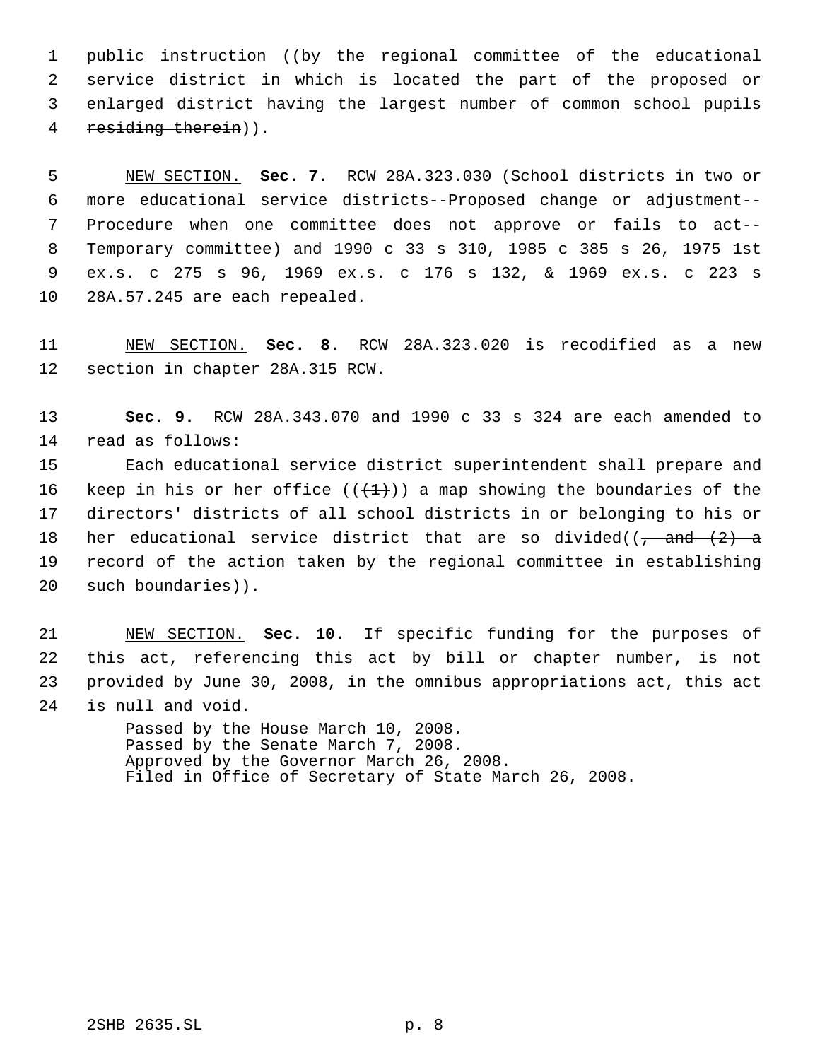public instruction ((~~by the regional committee of the educational service district in which is located the part of the proposed or enlarged district having the largest number of common school pupils residing therein~~)).

NEW SECTION. **Sec. 7.** RCW 28A.323.030 (School districts in two or more educational service districts--Proposed change or adjustment--Procedure when one committee does not approve or fails to act--Temporary committee) and 1990 c 33 s 310, 1985 c 385 s 26, 1975 1st ex.s. c 275 s 96, 1969 ex.s. c 176 s 132, & 1969 ex.s. c 223 s 28A.57.245 are each repealed.

NEW SECTION. **Sec. 8.** RCW 28A.323.020 is recodified as a new section in chapter 28A.315 RCW.

**Sec. 9.** RCW 28A.343.070 and 1990 c 33 s 324 are each amended to read as follows:

Each educational service district superintendent shall prepare and keep in his or her office ((~~(1)~~)) a map showing the boundaries of the directors' districts of all school districts in or belonging to his or her educational service district that are so divided((~~, and (2) a record of the action taken by the regional committee in establishing such boundaries~~)).

NEW SECTION. **Sec. 10.** If specific funding for the purposes of this act, referencing this act by bill or chapter number, is not provided by June 30, 2008, in the omnibus appropriations act, this act is null and void.

Passed by the House March 10, 2008.
Passed by the Senate March 7, 2008.
Approved by the Governor March 26, 2008.
Filed in Office of Secretary of State March 26, 2008.